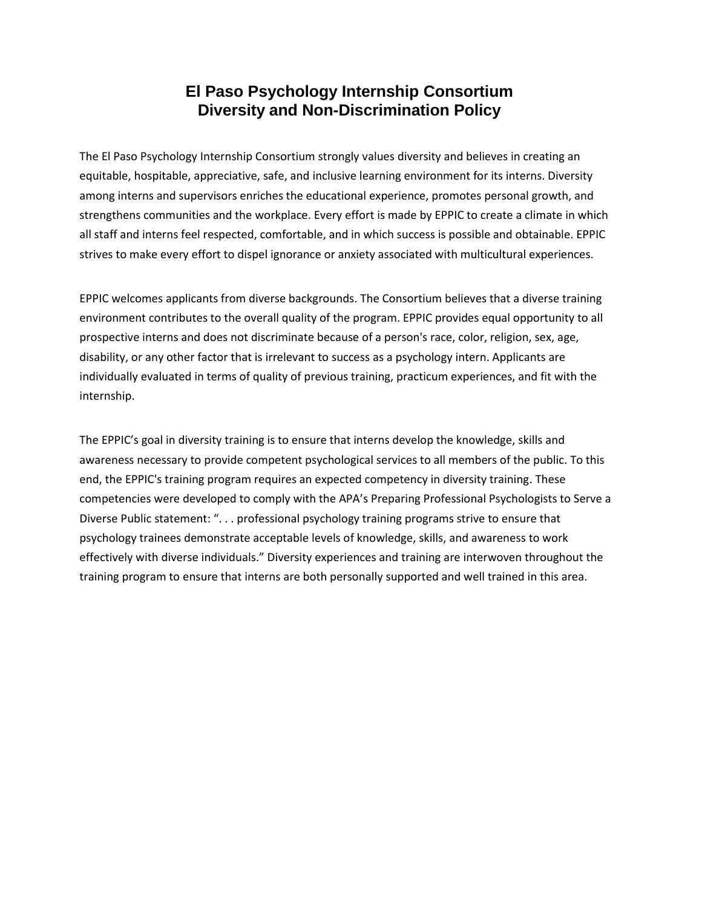# El Paso Psychology Internship Consortium
# Diversity and Non-Discrimination Policy

The El Paso Psychology Internship Consortium strongly values diversity and believes in creating an equitable, hospitable, appreciative, safe, and inclusive learning environment for its interns. Diversity among interns and supervisors enriches the educational experience, promotes personal growth, and strengthens communities and the workplace. Every effort is made by EPPIC to create a climate in which all staff and interns feel respected, comfortable, and in which success is possible and obtainable. EPPIC strives to make every effort to dispel ignorance or anxiety associated with multicultural experiences.

EPPIC welcomes applicants from diverse backgrounds. The Consortium believes that a diverse training environment contributes to the overall quality of the program. EPPIC provides equal opportunity to all prospective interns and does not discriminate because of a person's race, color, religion, sex, age, disability, or any other factor that is irrelevant to success as a psychology intern. Applicants are individually evaluated in terms of quality of previous training, practicum experiences, and fit with the internship.

The EPPIC's goal in diversity training is to ensure that interns develop the knowledge, skills and awareness necessary to provide competent psychological services to all members of the public. To this end, the EPPIC's training program requires an expected competency in diversity training. These competencies were developed to comply with the APA's Preparing Professional Psychologists to Serve a Diverse Public statement: ". . . professional psychology training programs strive to ensure that psychology trainees demonstrate acceptable levels of knowledge, skills, and awareness to work effectively with diverse individuals." Diversity experiences and training are interwoven throughout the training program to ensure that interns are both personally supported and well trained in this area.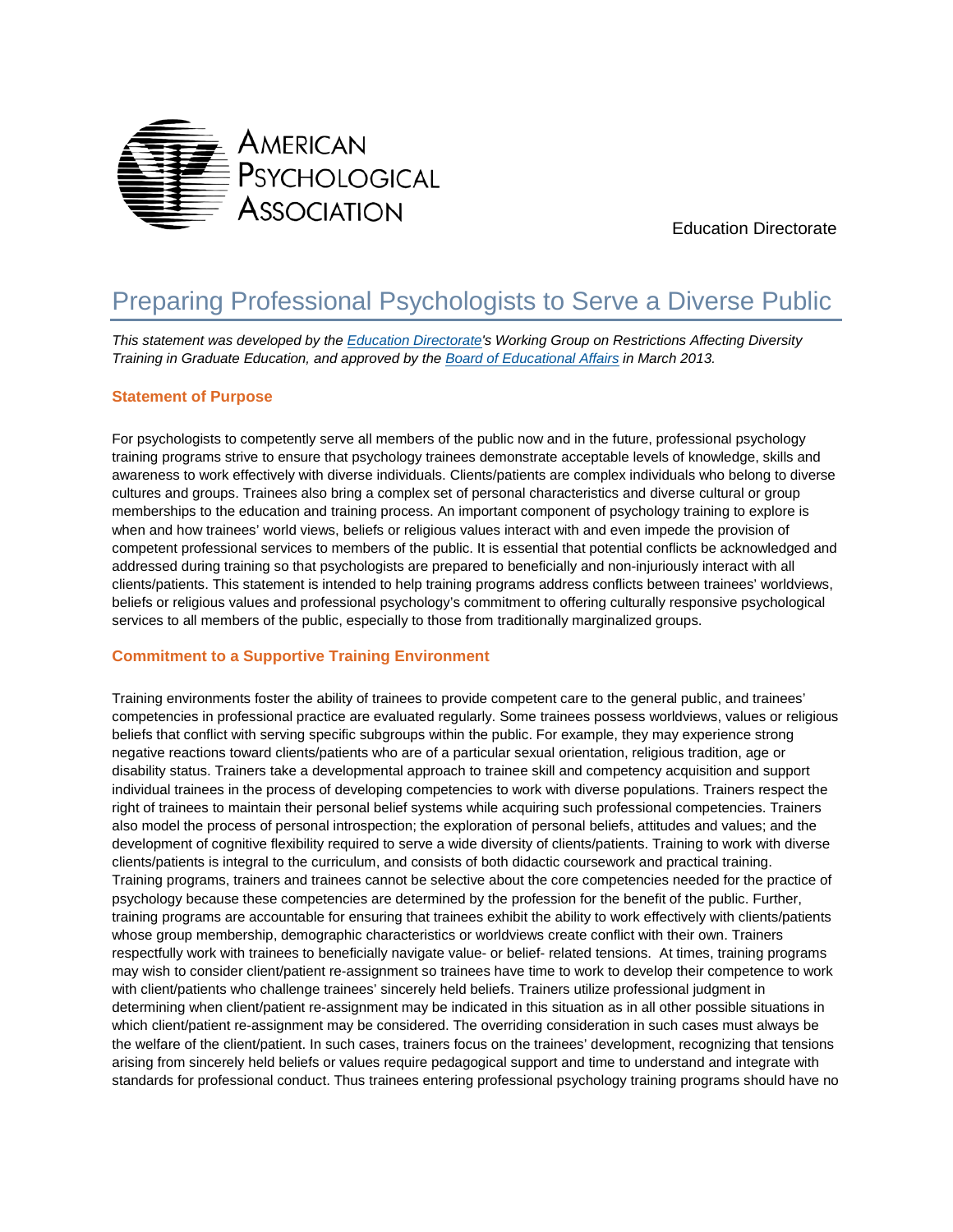AMERICAN PSYCHOLOGICAL ASSOCIATION

Education Directorate

# Preparing Professional Psychologists to Serve a Diverse Public

*This statement was developed by the [Education Directorate](#)'s Working Group on Restrictions Affecting Diversity Training in Graduate Education, and approved by the [Board of Educational Affairs](#) in March 2013.*

### Statement of Purpose

For psychologists to competently serve all members of the public now and in the future, professional psychology training programs strive to ensure that psychology trainees demonstrate acceptable levels of knowledge, skills and awareness to work effectively with diverse individuals. Clients/patients are complex individuals who belong to diverse cultures and groups. Trainees also bring a complex set of personal characteristics and diverse cultural or group memberships to the education and training process. An important component of psychology training to explore is when and how trainees' world views, beliefs or religious values interact with and even impede the provision of competent professional services to members of the public. It is essential that potential conflicts be acknowledged and addressed during training so that psychologists are prepared to beneficially and non-injuriously interact with all clients/patients. This statement is intended to help training programs address conflicts between trainees' worldviews, beliefs or religious values and professional psychology's commitment to offering culturally responsive psychological services to all members of the public, especially to those from traditionally marginalized groups.

### Commitment to a Supportive Training Environment

Training environments foster the ability of trainees to provide competent care to the general public, and trainees' competencies in professional practice are evaluated regularly. Some trainees possess worldviews, values or religious beliefs that conflict with serving specific subgroups within the public. For example, they may experience strong negative reactions toward clients/patients who are of a particular sexual orientation, religious tradition, age or disability status. Trainers take a developmental approach to trainee skill and competency acquisition and support individual trainees in the process of developing competencies to work with diverse populations. Trainers respect the right of trainees to maintain their personal belief systems while acquiring such professional competencies. Trainers also model the process of personal introspection; the exploration of personal beliefs, attitudes and values; and the development of cognitive flexibility required to serve a wide diversity of clients/patients. Training to work with diverse clients/patients is integral to the curriculum, and consists of both didactic coursework and practical training. Training programs, trainers and trainees cannot be selective about the core competencies needed for the practice of psychology because these competencies are determined by the profession for the benefit of the public. Further, training programs are accountable for ensuring that trainees exhibit the ability to work effectively with clients/patients whose group membership, demographic characteristics or worldviews create conflict with their own. Trainers respectfully work with trainees to beneficially navigate value- or belief- related tensions. At times, training programs may wish to consider client/patient re-assignment so trainees have time to work to develop their competence to work with client/patients who challenge trainees' sincerely held beliefs. Trainers utilize professional judgment in determining when client/patient re-assignment may be indicated in this situation as in all other possible situations in which client/patient re-assignment may be considered. The overriding consideration in such cases must always be the welfare of the client/patient. In such cases, trainers focus on the trainees' development, recognizing that tensions arising from sincerely held beliefs or values require pedagogical support and time to understand and integrate with standards for professional conduct. Thus trainees entering professional psychology training programs should have no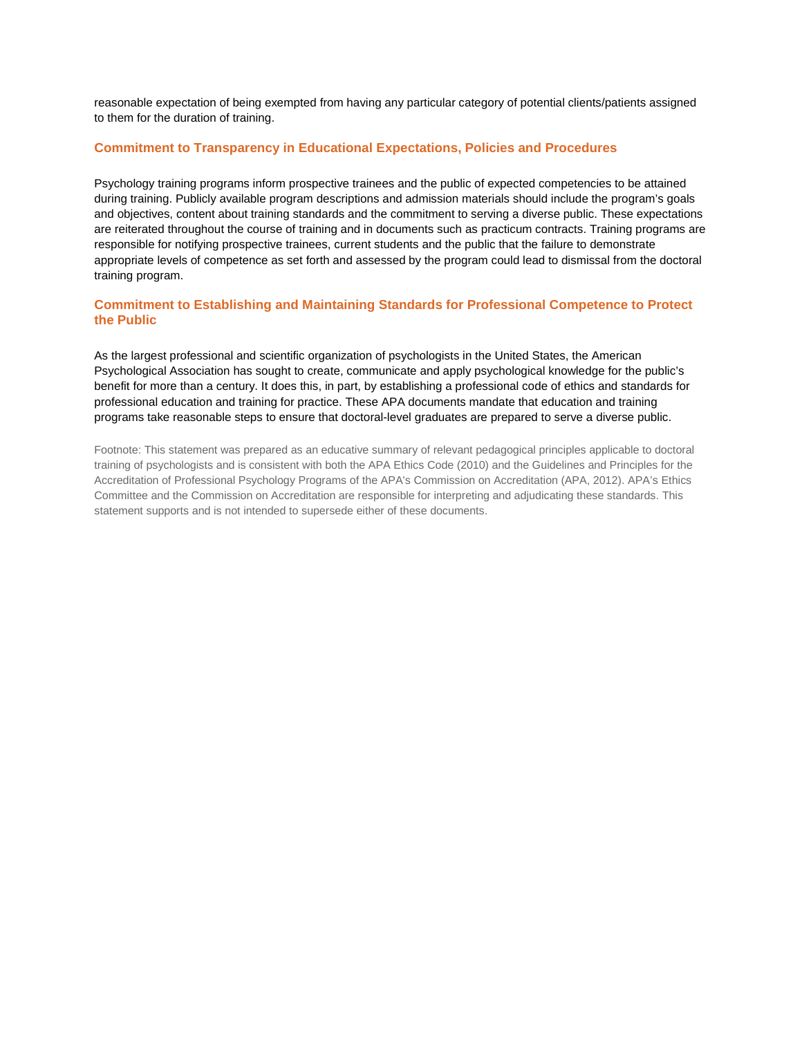reasonable expectation of being exempted from having any particular category of potential clients/patients assigned to them for the duration of training.

## Commitment to Transparency in Educational Expectations, Policies and Procedures

Psychology training programs inform prospective trainees and the public of expected competencies to be attained during training. Publicly available program descriptions and admission materials should include the program's goals and objectives, content about training standards and the commitment to serving a diverse public. These expectations are reiterated throughout the course of training and in documents such as practicum contracts. Training programs are responsible for notifying prospective trainees, current students and the public that the failure to demonstrate appropriate levels of competence as set forth and assessed by the program could lead to dismissal from the doctoral training program.

## Commitment to Establishing and Maintaining Standards for Professional Competence to Protect the Public

As the largest professional and scientific organization of psychologists in the United States, the American Psychological Association has sought to create, communicate and apply psychological knowledge for the public's benefit for more than a century. It does this, in part, by establishing a professional code of ethics and standards for professional education and training for practice. These APA documents mandate that education and training programs take reasonable steps to ensure that doctoral-level graduates are prepared to serve a diverse public.

Footnote: This statement was prepared as an educative summary of relevant pedagogical principles applicable to doctoral training of psychologists and is consistent with both the APA Ethics Code (2010) and the Guidelines and Principles for the Accreditation of Professional Psychology Programs of the APA's Commission on Accreditation (APA, 2012). APA's Ethics Committee and the Commission on Accreditation are responsible for interpreting and adjudicating these standards. This statement supports and is not intended to supersede either of these documents.